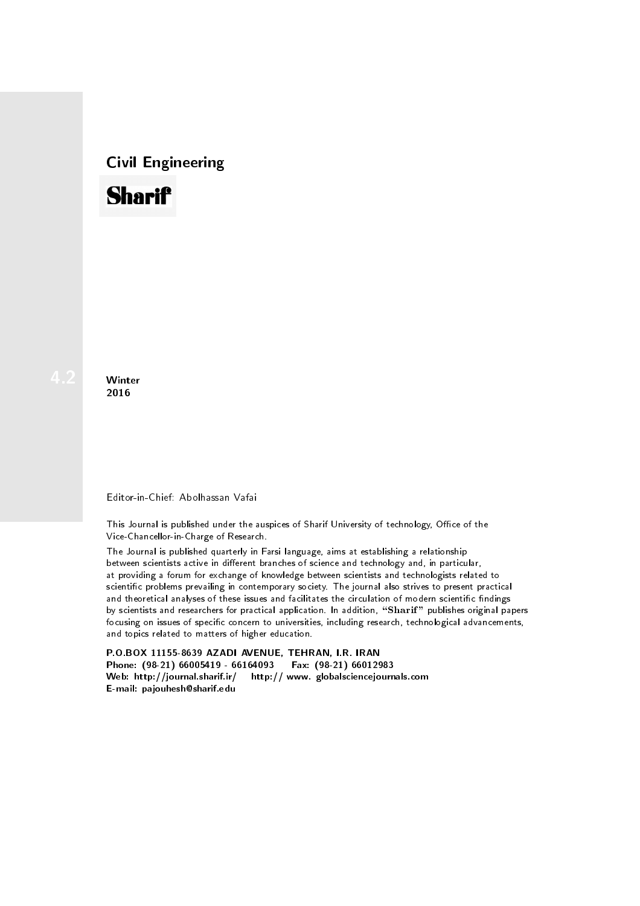# Civil Engineering

**Sharif**

4.2

**Winter**
**2016**

Editor-in-Chief: Abolhassan Vafai

This Journal is published under the auspices of Sharif University of technology, Office of the Vice-Chancellor-in-Charge of Research.

The Journal is published quarterly in Farsi language, aims at establishing a relationship between scientists active in different branches of science and technology and, in particular, at providing a forum for exchange of knowledge between scientists and technologists related to scientific problems prevailing in contemporary society. The journal also strives to present practical and theoretical analyses of these issues and facilitates the circulation of modern scientific findings by scientists and researchers for practical application. In addition, "**Sharif**" publishes original papers focusing on issues of specific concern to universities, including research, technological advancements, and topics related to matters of higher education.

**P.O.BOX 11155-8639 AZADI AVENUE, TEHRAN, I.R. IRAN**
**Phone: (98-21) 66005419 - 66164093 Fax: (98-21) 66012983**
**Web: http://journal.sharif.ir/ http:// www. globalsciencejournals.com**
**E-mail: pajouhesh@sharif.edu**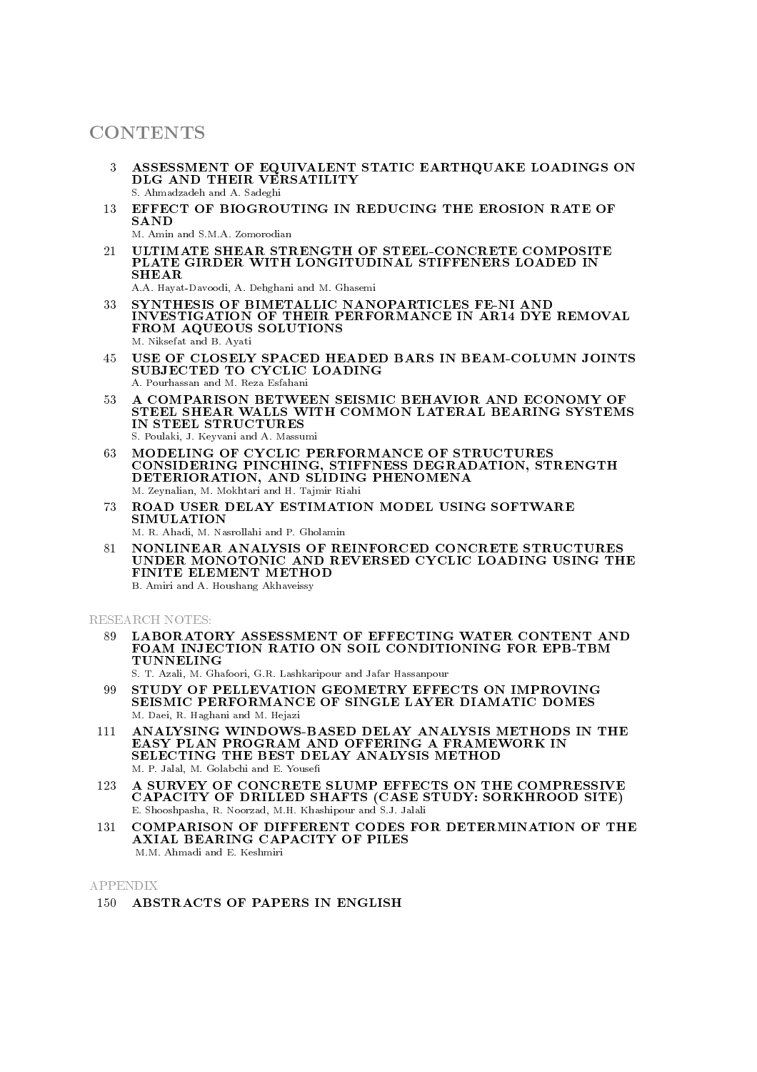# CONTENTS

3 **ASSESSMENT OF EQUIVALENT STATIC EARTHQUAKE LOADINGS ON DLG AND THEIR VERSATILITY**
S. Ahmadzadeh and A. Sadeghi

13 **EFFECT OF BIOGROUTING IN REDUCING THE EROSION RATE OF SAND**
M. Amin and S.M.A. Zomorodian

21 **ULTIMATE SHEAR STRENGTH OF STEEL-CONCRETE COMPOSITE PLATE GIRDER WITH LONGITUDINAL STIFFENERS LOADED IN SHEAR**
A.A. Hayat-Davoodi, A. Dehghani and M. Ghasemi

33 **SYNTHESIS OF BIMETALLIC NANOPARTICLES FE-NI AND INVESTIGATION OF THEIR PERFORMANCE IN AR14 DYE REMOVAL FROM AQUEOUS SOLUTIONS**
M. Niksefat and B. Ayati

45 **USE OF CLOSELY SPACED HEADED BARS IN BEAM-COLUMN JOINTS SUBJECTED TO CYCLIC LOADING**
A. Pourhassan and M. Reza Esfahani

53 **A COMPARISON BETWEEN SEISMIC BEHAVIOR AND ECONOMY OF STEEL SHEAR WALLS WITH COMMON LATERAL BEARING SYSTEMS IN STEEL STRUCTURES**
S. Poulaki, J. Keyvani and A. Massumi

63 **MODELING OF CYCLIC PERFORMANCE OF STRUCTURES CONSIDERING PINCHING, STIFFNESS DEGRADATION, STRENGTH DETERIORATION, AND SLIDING PHENOMENA**
M. Zeynalian, M. Mokhtari and H. Tajmir Riahi

73 **ROAD USER DELAY ESTIMATION MODEL USING SOFTWARE SIMULATION**
M. R. Ahadi, M. Nasrollahi and P. Gholamin

81 **NONLINEAR ANALYSIS OF REINFORCED CONCRETE STRUCTURES UNDER MONOTONIC AND REVERSED CYCLIC LOADING USING THE FINITE ELEMENT METHOD**
B. Amiri and A. Houshang Akhaveissy

## RESEARCH NOTES:

89 **LABORATORY ASSESSMENT OF EFFECTING WATER CONTENT AND FOAM INJECTION RATIO ON SOIL CONDITIONING FOR EPB-TBM TUNNELING**
S. T. Azali, M. Ghafoori, G.R. Lashkaripour and Jafar Hassanpour

99 **STUDY OF PELLEVATION GEOMETRY EFFECTS ON IMPROVING SEISMIC PERFORMANCE OF SINGLE LAYER DIAMATIC DOMES**
M. Daei, R. Haghani and M. Hejazi

111 **ANALYSING WINDOWS-BASED DELAY ANALYSIS METHODS IN THE EASY PLAN PROGRAM AND OFFERING A FRAMEWORK IN SELECTING THE BEST DELAY ANALYSIS METHOD**
M. P. Jalal, M. Golabchi and E. Yousefi

123 **A SURVEY OF CONCRETE SLUMP EFFECTS ON THE COMPRESSIVE CAPACITY OF DRILLED SHAFTS (CASE STUDY: SORKHROOD SITE)**
E. Shooshpasha, R. Noorzad, M.H. Khashipour and S.J. Jalali

131 **COMPARISON OF DIFFERENT CODES FOR DETERMINATION OF THE AXIAL BEARING CAPACITY OF PILES**
M.M. Ahmadi and E. Keshmiri

## APPENDIX

150 **ABSTRACTS OF PAPERS IN ENGLISH**